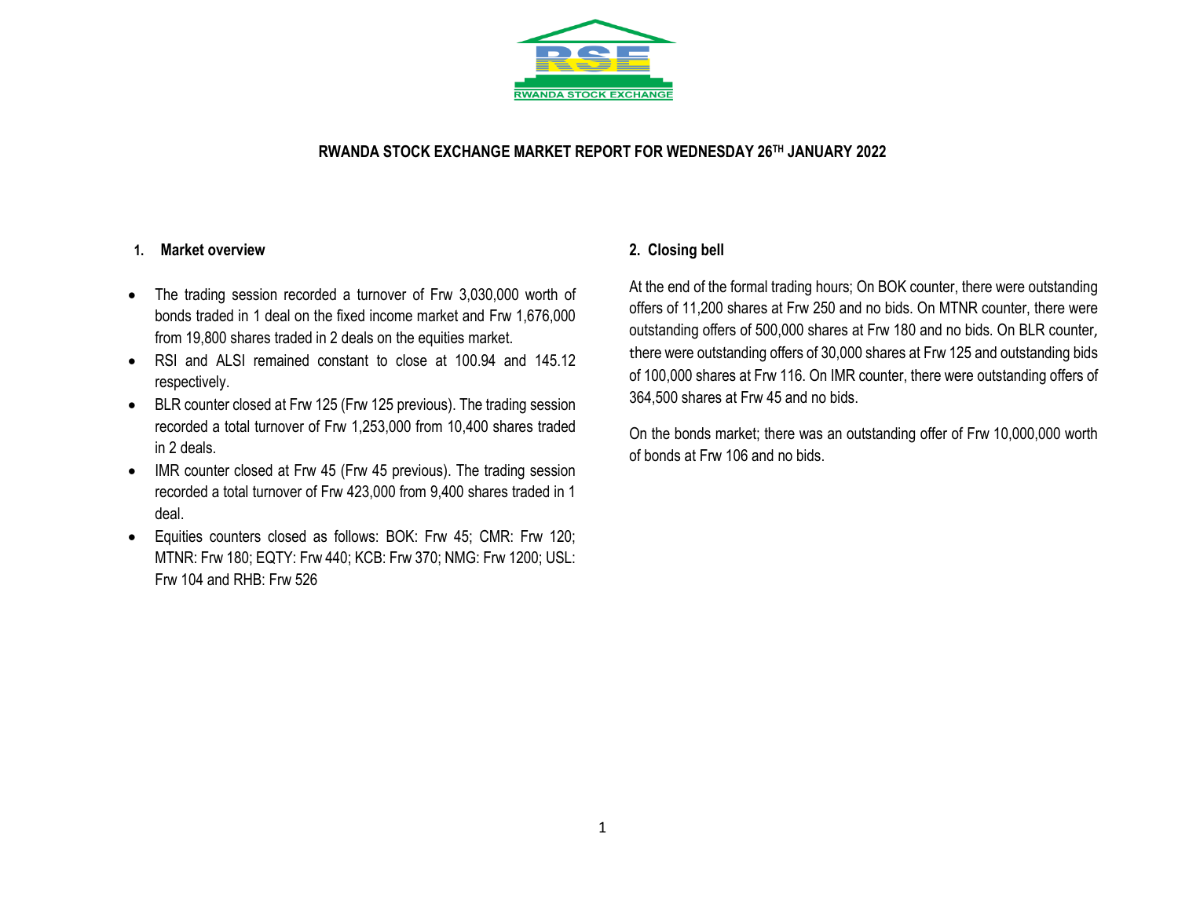RWANDA STOCK EXCHANGE

# RWANDA STOCK EXCHANGE MARKET REPORT FOR WEDNESDAY 26TH JANUARY 2022

## 1. Market overview

- The trading session recorded a turnover of Frw 3,030,000 worth of bonds traded in 1 deal on the fixed income market and Frw 1,676,000 from 19,800 shares traded in 2 deals on the equities market.
- RSI and ALSI remained constant to close at 100.94 and 145.12 respectively.
- BLR counter closed at Frw 125 (Frw 125 previous). The trading session recorded a total turnover of Frw 1,253,000 from 10,400 shares traded in 2 deals.
- IMR counter closed at Frw 45 (Frw 45 previous). The trading session recorded a total turnover of Frw 423,000 from 9,400 shares traded in 1 deal.
- Equities counters closed as follows: BOK: Frw 45; CMR: Frw 120; MTNR: Frw 180; EQTY: Frw 440; KCB: Frw 370; NMG: Frw 1200; USL: Frw 104 and RHB: Frw 526

## 2. Closing bell

At the end of the formal trading hours; On BOK counter, there were outstanding offers of 11,200 shares at Frw 250 and no bids. On MTNR counter, there were outstanding offers of 500,000 shares at Frw 180 and no bids. On BLR counter, there were outstanding offers of 30,000 shares at Frw 125 and outstanding bids of 100,000 shares at Frw 116. On IMR counter, there were outstanding offers of 364,500 shares at Frw 45 and no bids.

On the bonds market; there was an outstanding offer of Frw 10,000,000 worth of bonds at Frw 106 and no bids.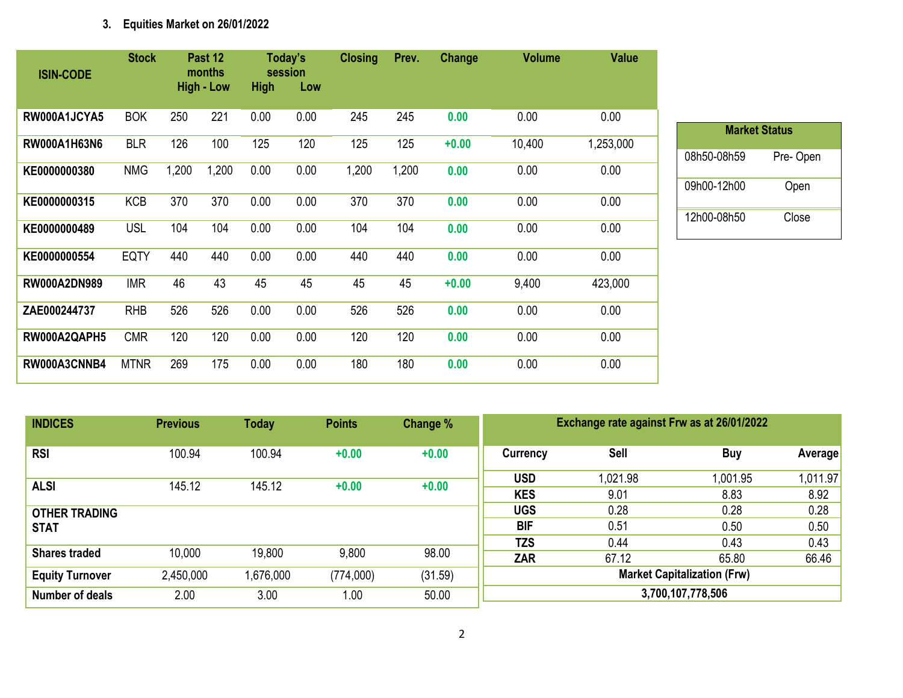### 3. Equities Market on 26/01/2022

| ISIN-CODE | Stock | Past 12 months High - Low | | Today's session High | Low | Closing | Prev. | Change | Volume | Value |
|---|---|---|---|---|---|---|---|---|---|---|
| RW000A1JCYA5 | BOK | 250 | 221 | 0.00 | 0.00 | 245 | 245 | 0.00 | 0.00 | 0.00 |
| RW000A1H63N6 | BLR | 126 | 100 | 125 | 120 | 125 | 125 | +0.00 | 10,400 | 1,253,000 |
| KE0000000380 | NMG | 1,200 | 1,200 | 0.00 | 0.00 | 1,200 | 1,200 | 0.00 | 0.00 | 0.00 |
| KE0000000315 | KCB | 370 | 370 | 0.00 | 0.00 | 370 | 370 | 0.00 | 0.00 | 0.00 |
| KE0000000489 | USL | 104 | 104 | 0.00 | 0.00 | 104 | 104 | 0.00 | 0.00 | 0.00 |
| KE0000000554 | EQTY | 440 | 440 | 0.00 | 0.00 | 440 | 440 | 0.00 | 0.00 | 0.00 |
| RW000A2DN989 | IMR | 46 | 43 | 45 | 45 | 45 | 45 | +0.00 | 9,400 | 423,000 |
| ZAE000244737 | RHB | 526 | 526 | 0.00 | 0.00 | 526 | 526 | 0.00 | 0.00 | 0.00 |
| RW000A2QAPH5 | CMR | 120 | 120 | 0.00 | 0.00 | 120 | 120 | 0.00 | 0.00 | 0.00 |
| RW000A3CNNB4 | MTNR | 269 | 175 | 0.00 | 0.00 | 180 | 180 | 0.00 | 0.00 | 0.00 |

| Market Status | |
|---|---|
| 08h50-08h59 | Pre- Open |
| 09h00-12h00 | Open |
| 12h00-08h50 | Close |

| INDICES | Previous | Today | Points | Change % |
|---|---|---|---|---|
| RSI | 100.94 | 100.94 | +0.00 | +0.00 |
| ALSI | 145.12 | 145.12 | +0.00 | +0.00 |
| OTHER TRADING STAT | | | | |
| Shares traded | 10,000 | 19,800 | 9,800 | 98.00 |
| Equity Turnover | 2,450,000 | 1,676,000 | (774,000) | (31.59) |
| Number of deals | 2.00 | 3.00 | 1.00 | 50.00 |

| Exchange rate against Frw as at 26/01/2022 | | | |
|---|---|---|---|
| Currency | Sell | Buy | Average |
| USD | 1,021.98 | 1,001.95 | 1,011.97 |
| KES | 9.01 | 8.83 | 8.92 |
| UGS | 0.28 | 0.28 | 0.28 |
| BIF | 0.51 | 0.50 | 0.50 |
| TZS | 0.44 | 0.43 | 0.43 |
| ZAR | 67.12 | 65.80 | 66.46 |
| Market Capitalization (Frw) | | | |
| 3,700,107,778,506 | | | |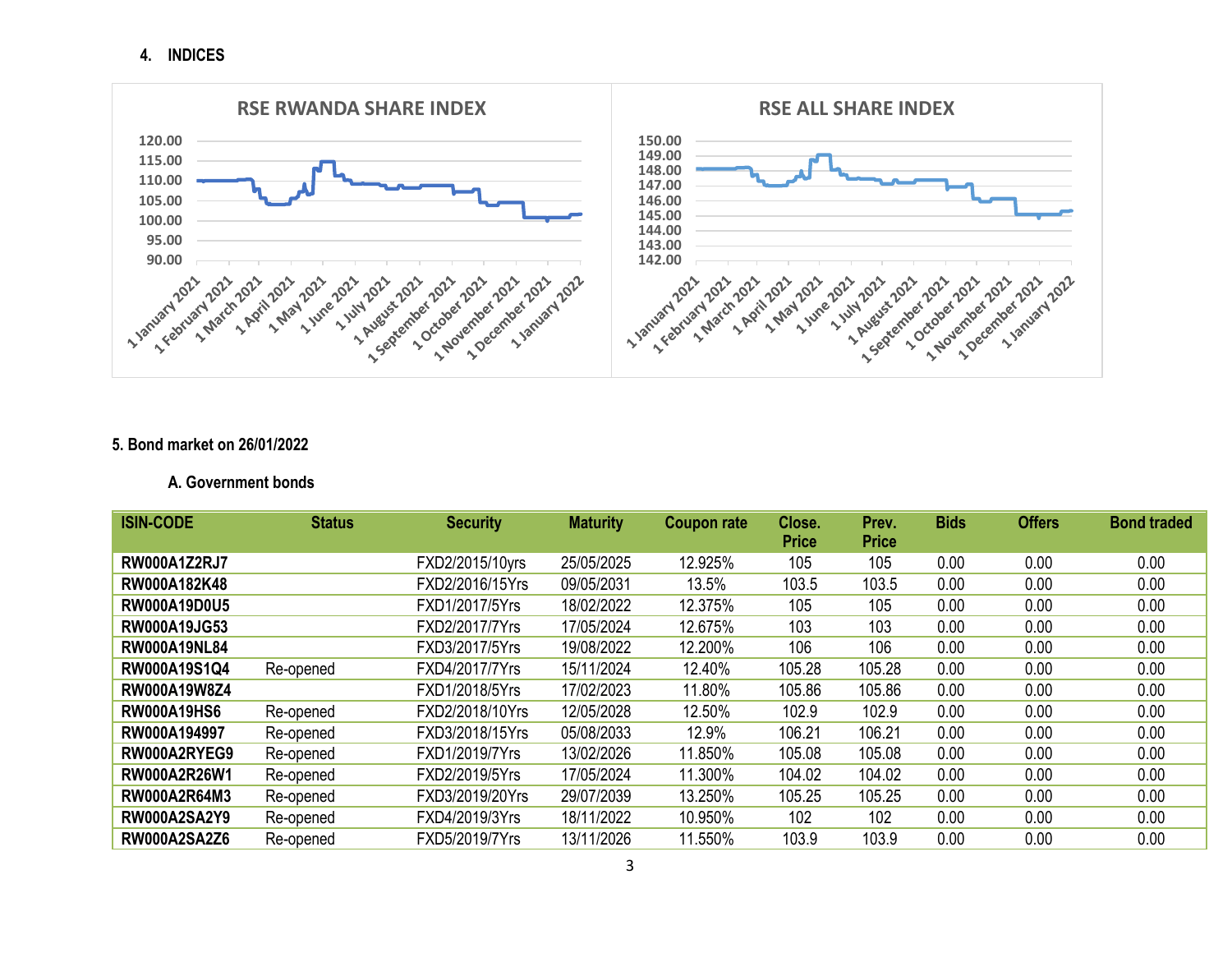## 4. INDICES

RSE RWANDA SHARE INDEX

RSE ALL SHARE INDEX

## 5. Bond market on 26/01/2022

### A. Government bonds

| ISIN-CODE | Status | Security | Maturity | Coupon rate | Close. Price | Prev. Price | Bids | Offers | Bond traded |
|---|---|---|---|---|---|---|---|---|---|
| RW000A1Z2RJ7 | | FXD2/2015/10yrs | 25/05/2025 | 12.925% | 105 | 105 | 0.00 | 0.00 | 0.00 |
| RW000A182K48 | | FXD2/2016/15Yrs | 09/05/2031 | 13.5% | 103.5 | 103.5 | 0.00 | 0.00 | 0.00 |
| RW000A19D0U5 | | FXD1/2017/5Yrs | 18/02/2022 | 12.375% | 105 | 105 | 0.00 | 0.00 | 0.00 |
| RW000A19JG53 | | FXD2/2017/7Yrs | 17/05/2024 | 12.675% | 103 | 103 | 0.00 | 0.00 | 0.00 |
| RW000A19NL84 | | FXD3/2017/5Yrs | 19/08/2022 | 12.200% | 106 | 106 | 0.00 | 0.00 | 0.00 |
| RW000A19S1Q4 | Re-opened | FXD4/2017/7Yrs | 15/11/2024 | 12.40% | 105.28 | 105.28 | 0.00 | 0.00 | 0.00 |
| RW000A19W8Z4 | | FXD1/2018/5Yrs | 17/02/2023 | 11.80% | 105.86 | 105.86 | 0.00 | 0.00 | 0.00 |
| RW000A19HS6 | Re-opened | FXD2/2018/10Yrs | 12/05/2028 | 12.50% | 102.9 | 102.9 | 0.00 | 0.00 | 0.00 |
| RW000A194997 | Re-opened | FXD3/2018/15Yrs | 05/08/2033 | 12.9% | 106.21 | 106.21 | 0.00 | 0.00 | 0.00 |
| RW000A2RYEG9 | Re-opened | FXD1/2019/7Yrs | 13/02/2026 | 11.850% | 105.08 | 105.08 | 0.00 | 0.00 | 0.00 |
| RW000A2R26W1 | Re-opened | FXD2/2019/5Yrs | 17/05/2024 | 11.300% | 104.02 | 104.02 | 0.00 | 0.00 | 0.00 |
| RW000A2R64M3 | Re-opened | FXD3/2019/20Yrs | 29/07/2039 | 13.250% | 105.25 | 105.25 | 0.00 | 0.00 | 0.00 |
| RW000A2SA2Y9 | Re-opened | FXD4/2019/3Yrs | 18/11/2022 | 10.950% | 102 | 102 | 0.00 | 0.00 | 0.00 |
| RW000A2SA2Z6 | Re-opened | FXD5/2019/7Yrs | 13/11/2026 | 11.550% | 103.9 | 103.9 | 0.00 | 0.00 | 0.00 |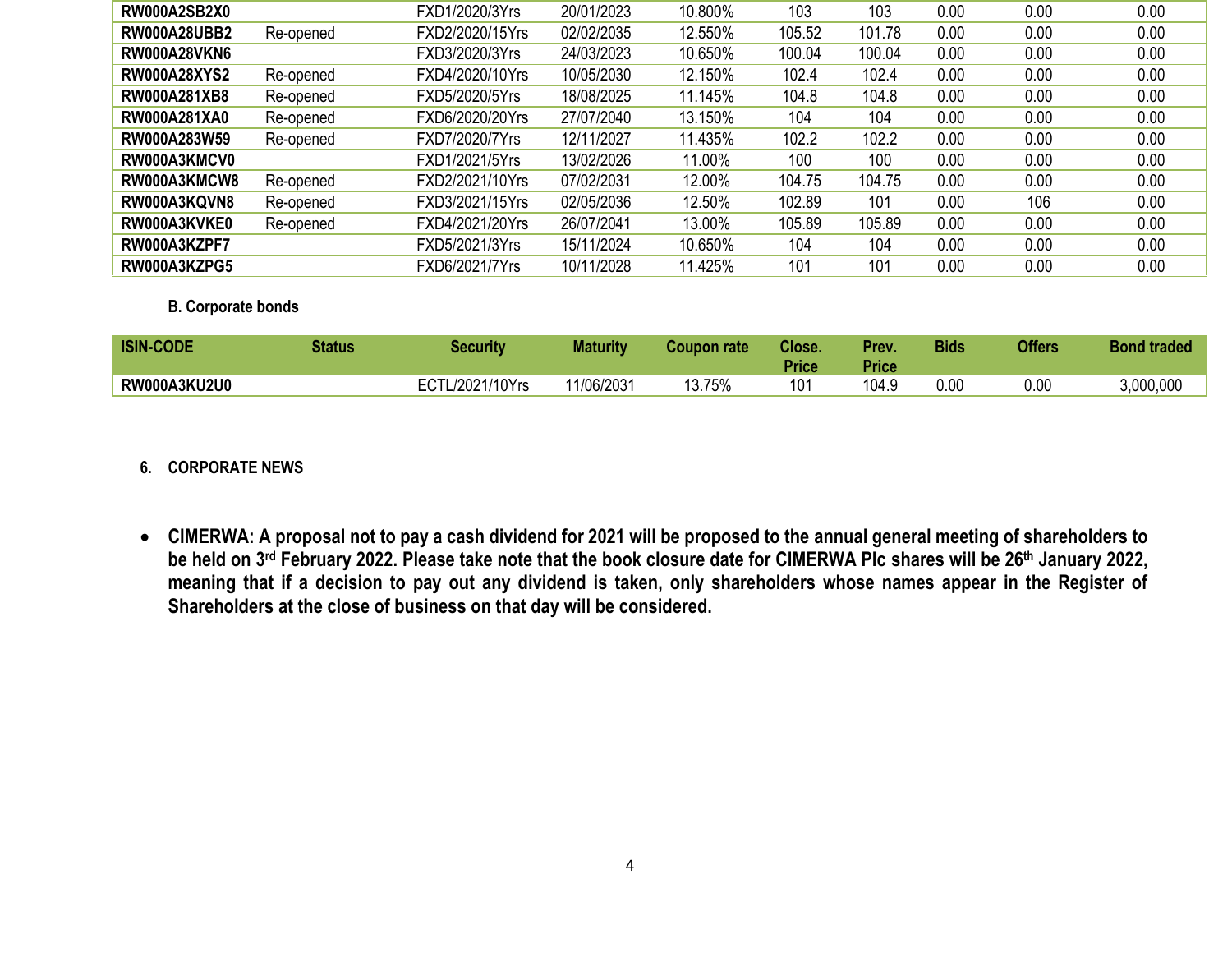| | | | | | | | | | |
|---|---|---|---|---|---|---|---|---|---|
| **RW000A2SB2X0** | | FXD1/2020/3Yrs | 20/01/2023 | 10.800% | 103 | 103 | 0.00 | 0.00 | 0.00 |
| **RW000A28UBB2** | Re-opened | FXD2/2020/15Yrs | 02/02/2035 | 12.550% | 105.52 | 101.78 | 0.00 | 0.00 | 0.00 |
| **RW000A28VKN6** | | FXD3/2020/3Yrs | 24/03/2023 | 10.650% | 100.04 | 100.04 | 0.00 | 0.00 | 0.00 |
| **RW000A28XYS2** | Re-opened | FXD4/2020/10Yrs | 10/05/2030 | 12.150% | 102.4 | 102.4 | 0.00 | 0.00 | 0.00 |
| **RW000A281XB8** | Re-opened | FXD5/2020/5Yrs | 18/08/2025 | 11.145% | 104.8 | 104.8 | 0.00 | 0.00 | 0.00 |
| **RW000A281XA0** | Re-opened | FXD6/2020/20Yrs | 27/07/2040 | 13.150% | 104 | 104 | 0.00 | 0.00 | 0.00 |
| **RW000A283W59** | Re-opened | FXD7/2020/7Yrs | 12/11/2027 | 11.435% | 102.2 | 102.2 | 0.00 | 0.00 | 0.00 |
| **RW000A3KMCV0** | | FXD1/2021/5Yrs | 13/02/2026 | 11.00% | 100 | 100 | 0.00 | 0.00 | 0.00 |
| **RW000A3KMCW8** | Re-opened | FXD2/2021/10Yrs | 07/02/2031 | 12.00% | 104.75 | 104.75 | 0.00 | 0.00 | 0.00 |
| **RW000A3KQVN8** | Re-opened | FXD3/2021/15Yrs | 02/05/2036 | 12.50% | 102.89 | 101 | 0.00 | 106 | 0.00 |
| **RW000A3KVKE0** | Re-opened | FXD4/2021/20Yrs | 26/07/2041 | 13.00% | 105.89 | 105.89 | 0.00 | 0.00 | 0.00 |
| **RW000A3KZPF7** | | FXD5/2021/3Yrs | 15/11/2024 | 10.650% | 104 | 104 | 0.00 | 0.00 | 0.00 |
| **RW000A3KZPG5** | | FXD6/2021/7Yrs | 10/11/2028 | 11.425% | 101 | 101 | 0.00 | 0.00 | 0.00 |

**B. Corporate bonds**

| ISIN-CODE | Status | Security | Maturity | Coupon rate | Close. Price | Prev. Price | Bids | Offers | Bond traded |
|---|---|---|---|---|---|---|---|---|---|
| **RW000A3KU2U0** | | ECTL/2021/10Yrs | 11/06/2031 | 13.75% | 101 | 104.9 | 0.00 | 0.00 | 3,000,000 |

## 6. CORPORATE NEWS

- **CIMERWA: A proposal not to pay a cash dividend for 2021 will be proposed to the annual general meeting of shareholders to be held on 3rd February 2022. Please take note that the book closure date for CIMERWA Plc shares will be 26th January 2022, meaning that if a decision to pay out any dividend is taken, only shareholders whose names appear in the Register of Shareholders at the close of business on that day will be considered.**